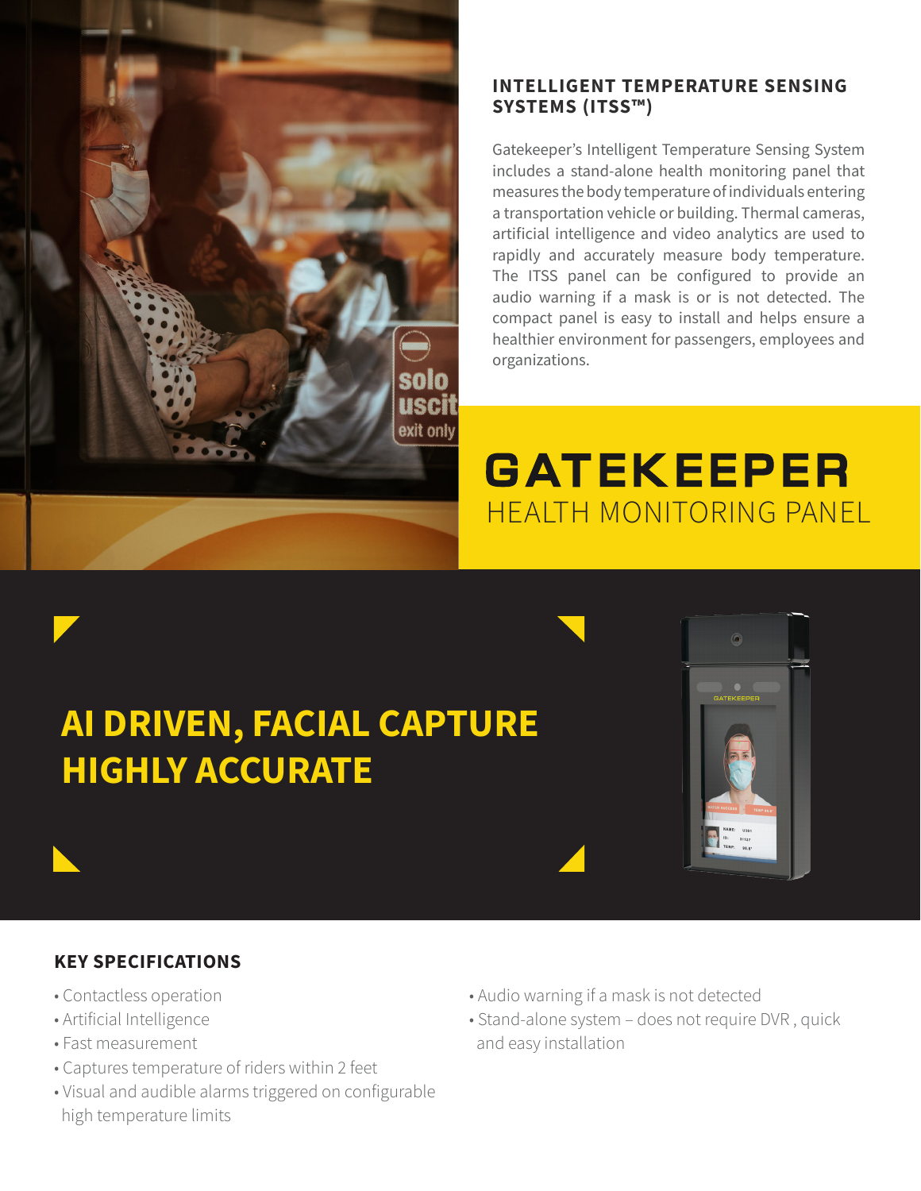## INTELLIGENT TEMPERATURE SENSING SYSTEMS (ITSS™)

Gatekeeper's Intelligent Temperature Sensing System includes a stand-alone health monitoring panel that measures the body temperature of individuals entering a transportation vehicle or building. Thermal cameras, artificial intelligence and video analytics are used to rapidly and accurately measure body temperature. The ITSS panel can be configured to provide an audio warning if a mask is or is not detected. The compact panel is easy to install and helps ensure a healthier environment for passengers, employees and organizations.

# GATEKEEPER
HEALTH MONITORING PANEL

## AI DRIVEN, FACIAL CAPTURE HIGHLY ACCURATE

### KEY SPECIFICATIONS

- Contactless operation
- Artificial Intelligence
- Fast measurement
- Captures temperature of riders within 2 feet
- Visual and audible alarms triggered on configurable high temperature limits
- Audio warning if a mask is not detected
- Stand-alone system – does not require DVR , quick and easy installation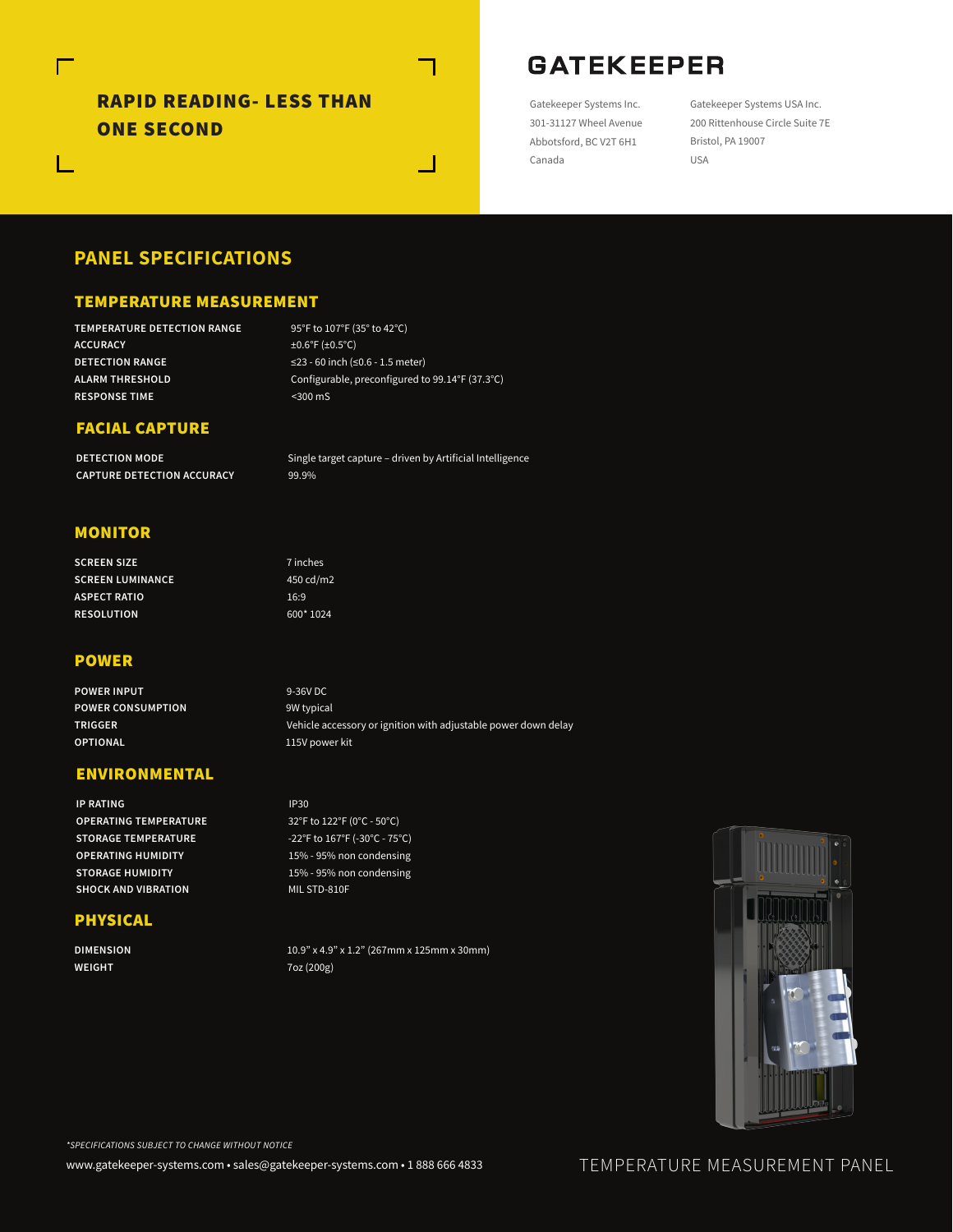**RAPID READING- LESS THAN ONE SECOND**

# GATEKEEPER

Gatekeeper Systems Inc.
301-31127 Wheel Avenue
Abbotsford, BC V2T 6H1
Canada

Gatekeeper Systems USA Inc.
200 Rittenhouse Circle Suite 7E
Bristol, PA 19007
USA

## PANEL SPECIFICATIONS

### TEMPERATURE MEASUREMENT

| | |
|---|---|
| **TEMPERATURE DETECTION RANGE** | 95°F to 107°F (35° to 42°C) |
| **ACCURACY** | ±0.6°F (±0.5°C) |
| **DETECTION RANGE** | ≤23 - 60 inch (≤0.6 - 1.5 meter) |
| **ALARM THRESHOLD** | Configurable, preconfigured to 99.14°F (37.3°C) |
| **RESPONSE TIME** | <300 mS |

### FACIAL CAPTURE

| | |
|---|---|
| **DETECTION MODE** | Single target capture – driven by Artificial Intelligence |
| **CAPTURE DETECTION ACCURACY** | 99.9% |

### MONITOR

| | |
|---|---|
| **SCREEN SIZE** | 7 inches |
| **SCREEN LUMINANCE** | 450 cd/m2 |
| **ASPECT RATIO** | 16:9 |
| **RESOLUTION** | 600* 1024 |

### POWER

| | |
|---|---|
| **POWER INPUT** | 9-36V DC |
| **POWER CONSUMPTION** | 9W typical |
| **TRIGGER** | Vehicle accessory or ignition with adjustable power down delay |
| **OPTIONAL** | 115V power kit |

### ENVIRONMENTAL

| | |
|---|---|
| **IP RATING** | IP30 |
| **OPERATING TEMPERATURE** | 32°F to 122°F (0°C - 50°C) |
| **STORAGE TEMPERATURE** | -22°F to 167°F (-30°C - 75°C) |
| **OPERATING HUMIDITY** | 15% - 95% non condensing |
| **STORAGE HUMIDITY** | 15% - 95% non condensing |
| **SHOCK AND VIBRATION** | MIL STD-810F |

### PHYSICAL

| | |
|---|---|
| **DIMENSION** | 10.9" x 4.9" x 1.2" (267mm x 125mm x 30mm) |
| **WEIGHT** | 7oz (200g) |

*\*SPECIFICATIONS SUBJECT TO CHANGE WITHOUT NOTICE*

www.gatekeeper-systems.com • sales@gatekeeper-systems.com • 1 888 666 4833

TEMPERATURE MEASUREMENT PANEL